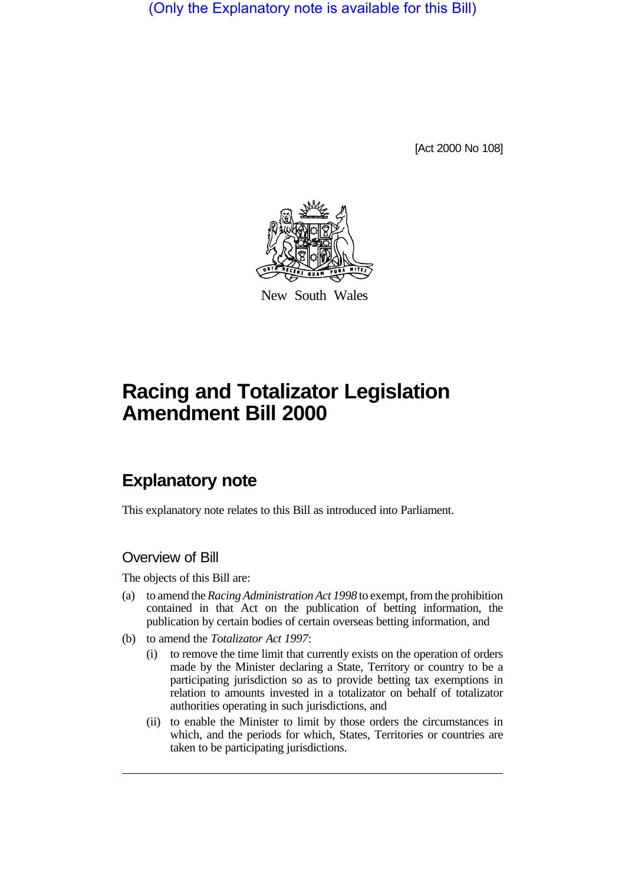(Only the Explanatory note is available for this Bill)

[Act 2000 No 108]

New South Wales

# Racing and Totalizator Legislation Amendment Bill 2000

## Explanatory note

This explanatory note relates to this Bill as introduced into Parliament.

### Overview of Bill

The objects of this Bill are:

(a) to amend the *Racing Administration Act 1998* to exempt, from the prohibition contained in that Act on the publication of betting information, the publication by certain bodies of certain overseas betting information, and

(b) to amend the *Totalizator Act 1997*:

  (i) to remove the time limit that currently exists on the operation of orders made by the Minister declaring a State, Territory or country to be a participating jurisdiction so as to provide betting tax exemptions in relation to amounts invested in a totalizator on behalf of totalizator authorities operating in such jurisdictions, and

  (ii) to enable the Minister to limit by those orders the circumstances in which, and the periods for which, States, Territories or countries are taken to be participating jurisdictions.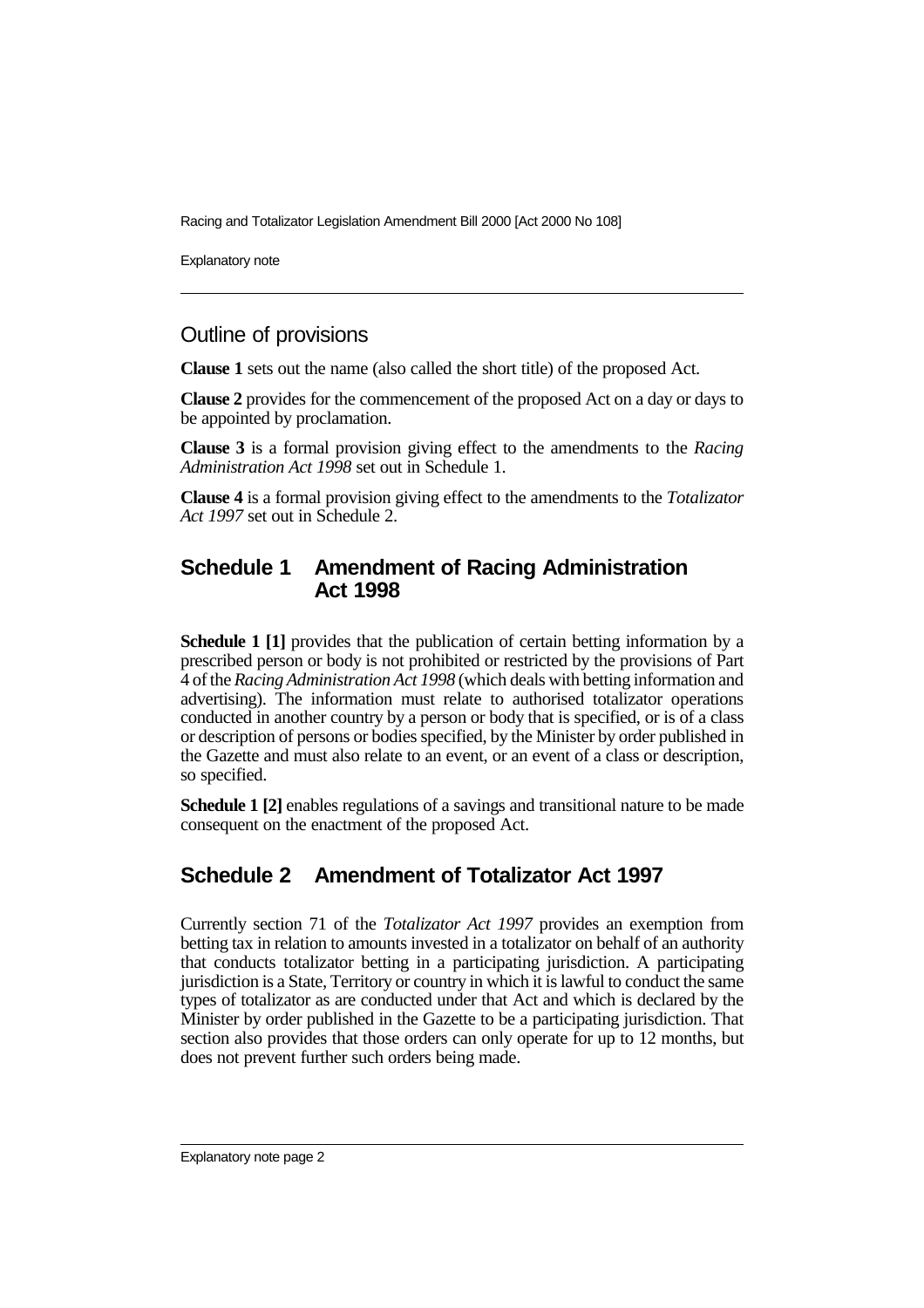## Outline of provisions

**Clause 1** sets out the name (also called the short title) of the proposed Act.

**Clause 2** provides for the commencement of the proposed Act on a day or days to be appointed by proclamation.

**Clause 3** is a formal provision giving effect to the amendments to the *Racing Administration Act 1998* set out in Schedule 1.

**Clause 4** is a formal provision giving effect to the amendments to the *Totalizator Act 1997* set out in Schedule 2.

## Schedule 1 Amendment of Racing Administration Act 1998

**Schedule 1 [1]** provides that the publication of certain betting information by a prescribed person or body is not prohibited or restricted by the provisions of Part 4 of the *Racing Administration Act 1998* (which deals with betting information and advertising). The information must relate to authorised totalizator operations conducted in another country by a person or body that is specified, or is of a class or description of persons or bodies specified, by the Minister by order published in the Gazette and must also relate to an event, or an event of a class or description, so specified.

**Schedule 1 [2]** enables regulations of a savings and transitional nature to be made consequent on the enactment of the proposed Act.

## Schedule 2 Amendment of Totalizator Act 1997

Currently section 71 of the *Totalizator Act 1997* provides an exemption from betting tax in relation to amounts invested in a totalizator on behalf of an authority that conducts totalizator betting in a participating jurisdiction. A participating jurisdiction is a State, Territory or country in which it is lawful to conduct the same types of totalizator as are conducted under that Act and which is declared by the Minister by order published in the Gazette to be a participating jurisdiction. That section also provides that those orders can only operate for up to 12 months, but does not prevent further such orders being made.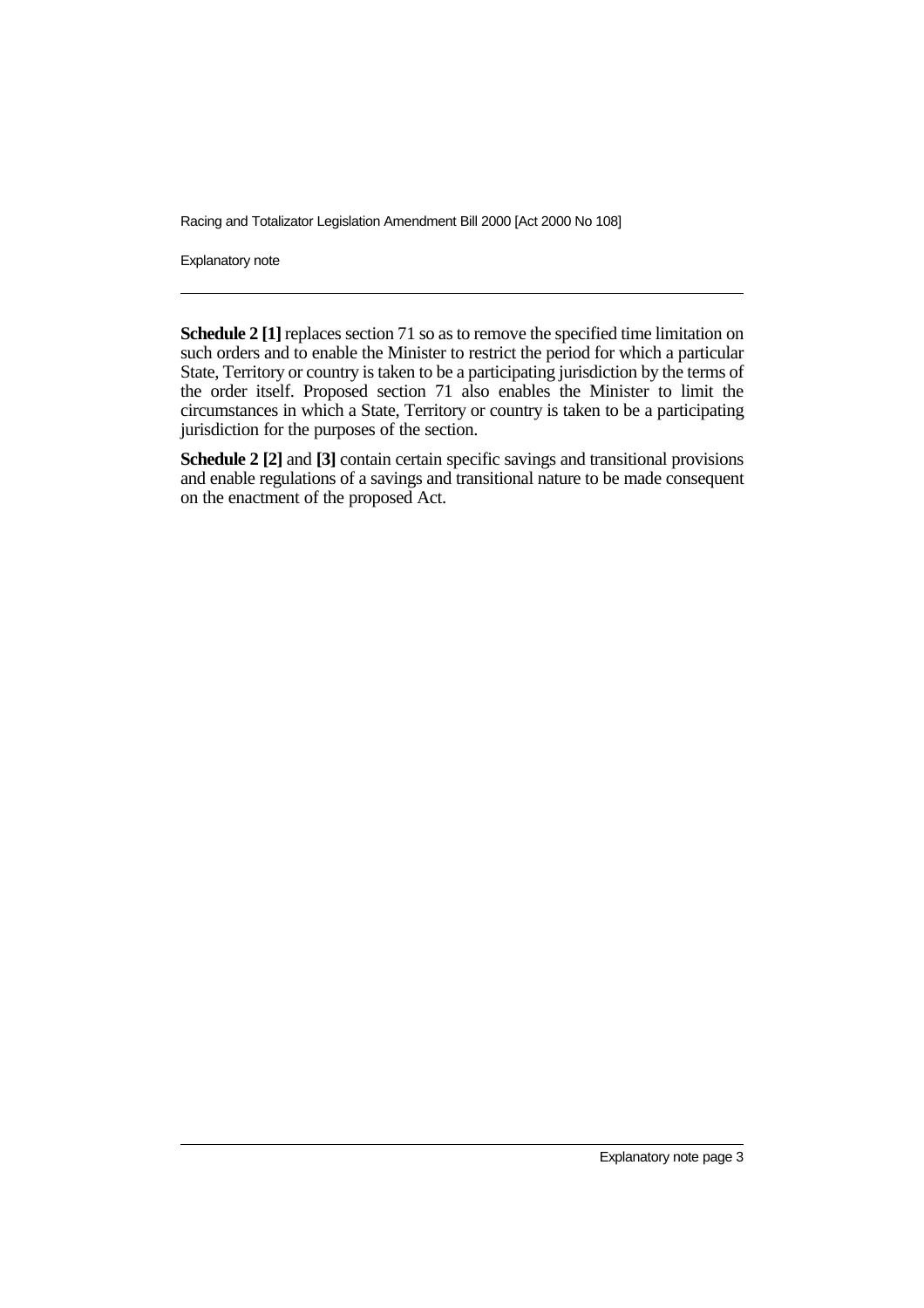**Schedule 2 [1]** replaces section 71 so as to remove the specified time limitation on such orders and to enable the Minister to restrict the period for which a particular State, Territory or country is taken to be a participating jurisdiction by the terms of the order itself. Proposed section 71 also enables the Minister to limit the circumstances in which a State, Territory or country is taken to be a participating jurisdiction for the purposes of the section.

**Schedule 2 [2]** and **[3]** contain certain specific savings and transitional provisions and enable regulations of a savings and transitional nature to be made consequent on the enactment of the proposed Act.